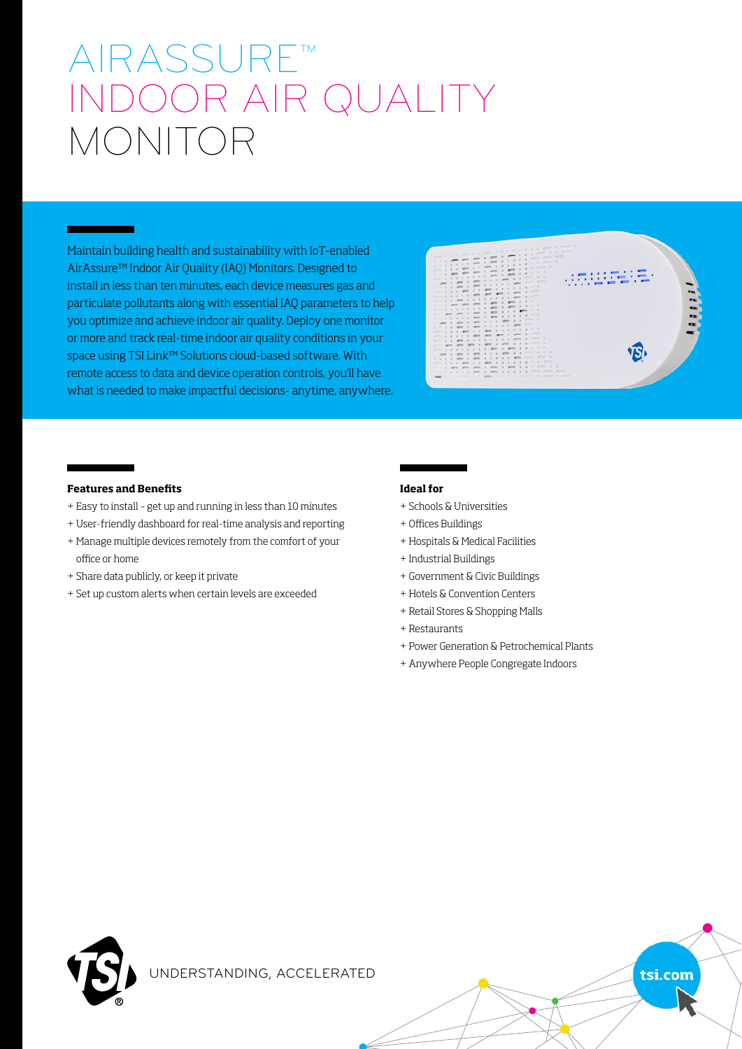# AIRASSURE™ INDOOR AIR QUALITY MONITOR

Maintain building health and sustainability with IoT-enabled AirAssure™ Indoor Air Quality (IAQ) Monitors. Designed to install in less than ten minutes, each device measures gas and particulate pollutants along with essential IAQ parameters to help you optimize and achieve indoor air quality. Deploy one monitor or more and track real-time indoor air quality conditions in your space using TSI Link™ Solutions cloud-based software. With remote access to data and device operation controls, you'll have what is needed to make impactful decisions- anytime, anywhere.

**Features and Benefits**

+ Easy to install - get up and running in less than 10 minutes
+ User-friendly dashboard for real-time analysis and reporting
+ Manage multiple devices remotely from the comfort of your office or home
+ Share data publicly, or keep it private
+ Set up custom alerts when certain levels are exceeded

**Ideal for**

+ Schools & Universities
+ Offices Buildings
+ Hospitals & Medical Facilities
+ Industrial Buildings
+ Government & Civic Buildings
+ Hotels & Convention Centers
+ Retail Stores & Shopping Malls
+ Restaurants
+ Power Generation & Petrochemical Plants
+ Anywhere People Congregate Indoors

UNDERSTANDING, ACCELERATED

tsi.com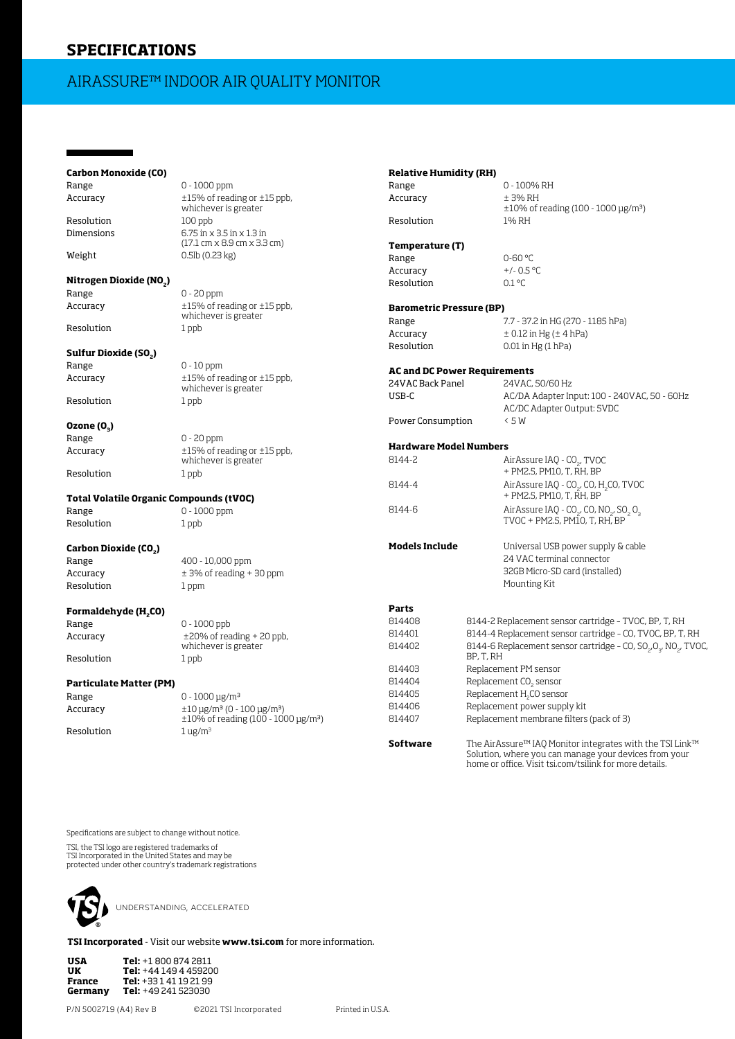# SPECIFICATIONS

## AIRASSURE™ INDOOR AIR QUALITY MONITOR

### Carbon Monoxide (CO)

| | |
|---|---|
| Range | 0 - 1000 ppm |
| Accuracy | ±15% of reading or ±15 ppb, whichever is greater |
| Resolution | 100 ppb |
| Dimensions | 6.75 in x 3.5 in x 1.3 in (17.1 cm x 8.9 cm x 3.3 cm) |
| Weight | 0.5lb (0.23 kg) |

### Nitrogen Dioxide ($NO_2$)

| | |
|---|---|
| Range | 0 - 20 ppm |
| Accuracy | ±15% of reading or ±15 ppb, whichever is greater |
| Resolution | 1 ppb |

### Sulfur Dioxide ($SO_2$)

| | |
|---|---|
| Range | 0 - 10 ppm |
| Accuracy | ±15% of reading or ±15 ppb, whichever is greater |
| Resolution | 1 ppb |

### Ozone ($O_3$)

| | |
|---|---|
| Range | 0 - 20 ppm |
| Accuracy | ±15% of reading or ±15 ppb, whichever is greater |
| Resolution | 1 ppb |

### Total Volatile Organic Compounds (tVOC)

| | |
|---|---|
| Range | 0 - 1000 ppm |
| Resolution | 1 ppb |

### Carbon Dioxide ($CO_2$)

| | |
|---|---|
| Range | 400 - 10,000 ppm |
| Accuracy | ± 3% of reading + 30 ppm |
| Resolution | 1 ppm |

### Formaldehyde ($H_2CO$)

| | |
|---|---|
| Range | 0 - 1000 ppb |
| Accuracy | ±20% of reading + 20 ppb, whichever is greater |
| Resolution | 1 ppb |

### Particulate Matter (PM)

| | |
|---|---|
| Range | 0 - 1000 µg/m³ |
| Accuracy | ±10 µg/m³ (0 - 100 µg/m³) ±10% of reading (100 - 1000 µg/m³) |
| Resolution | 1 ug/m³ |

### Relative Humidity (RH)

| | |
|---|---|
| Range | 0 - 100% RH |
| Accuracy | ± 3% RH ±10% of reading (100 - 1000 µg/m³) |
| Resolution | 1% RH |

### Temperature (T)

| | |
|---|---|
| Range | 0-60 °C |
| Accuracy | +/- 0.5 °C |
| Resolution | 0.1 °C |

### Barometric Pressure (BP)

| | |
|---|---|
| Range | 7.7 - 37.2 in HG (270 - 1185 hPa) |
| Accuracy | ± 0.12 in Hg (± 4 hPa) |
| Resolution | 0.01 in Hg (1 hPa) |

### AC and DC Power Requirements

| | |
|---|---|
| 24VAC Back Panel | 24VAC, 50/60 Hz |
| USB-C | AC/DA Adapter Input: 100 - 240VAC, 50 - 60Hz<br>AC/DC Adapter Output: 5VDC |
| Power Consumption | < 5 W |

### Hardware Model Numbers

| | |
|---|---|
| 8144-2 | AirAssure IAQ - $CO_2$, TVOC + PM2.5, PM10, T, RH, BP |
| 8144-4 | AirAssure IAQ - $CO_2$, CO, $H_2CO$, TVOC + PM2.5, PM10, T, RH, BP |
| 8144-6 | AirAssure IAQ - $CO_2$, CO, $NO_2$, $SO_2$, $O_3$ TVOC + PM2.5, PM10, T, RH, BP |

### Models Include

- Universal USB power supply & cable
- 24 VAC terminal connector
- 32GB Micro-SD card (installed)
- Mounting Kit

### Parts

| | |
|---|---|
| 814408 | 8144-2 Replacement sensor cartridge - TVOC, BP, T, RH |
| 814401 | 8144-4 Replacement sensor cartridge - CO, TVOC, BP, T, RH |
| 814402 | 8144-6 Replacement sensor cartridge - CO, $SO_2$, $O_3$, $NO_2$, TVOC, BP, T, RH |
| 814403 | Replacement PM sensor |
| 814404 | Replacement $CO_2$ sensor |
| 814405 | Replacement $H_2CO$ sensor |
| 814406 | Replacement power supply kit |
| 814407 | Replacement membrane filters (pack of 3) |

### Software

The AirAssure™ IAQ Monitor integrates with the TSI Link™ Solution, where you can manage your devices from your home or office. Visit tsi.com/tsilink for more details.

Specifications are subject to change without notice.

TSI, the TSI logo are registered trademarks of TSI Incorporated in the United States and may be protected under other country's trademark registrations

UNDERSTANDING, ACCELERATED

**TSI Incorporated** - Visit our website **www.tsi.com** for more information.

| | |
|---|---|
| **USA** | **Tel:** +1 800 874 2811 |
| **UK** | **Tel:** +44 149 4 459200 |
| **France** | **Tel:** +33 1 41 19 21 99 |
| **Germany** | **Tel:** +49 241 523030 |

P/N 5002719 (A4) Rev B ©2021 TSI Incorporated Printed in U.S.A.